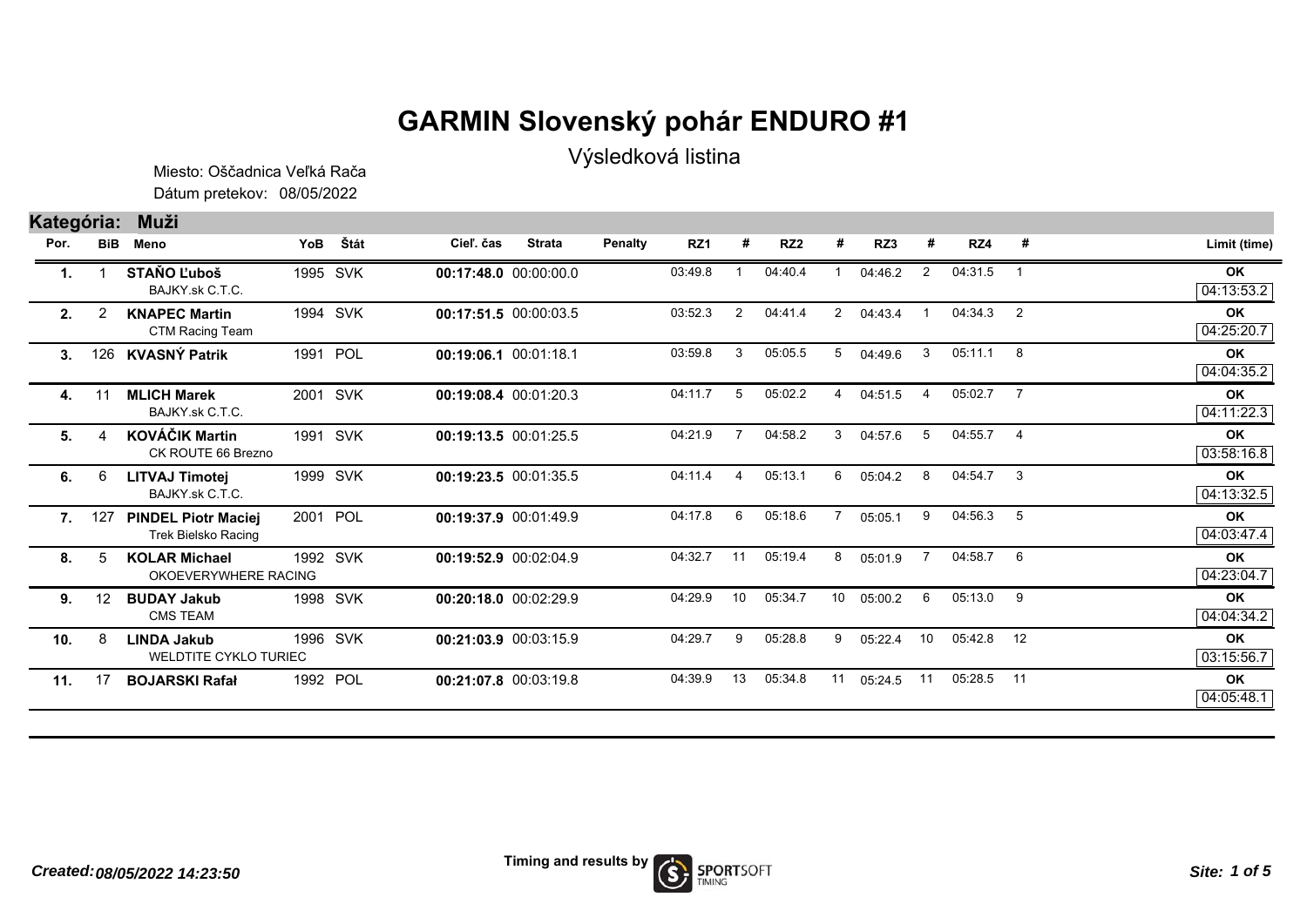# GARMIN Slovenský pohár ENDURO #1

Výsledková listina

Miesto: Oščadnica Veľká Rača
Dátum pretekov: 08/05/2022

## Kategória: Muži

| Por. | BiB | Meno | YoB | Štát | Cieľ. čas | Strata | Penalty | RZ1 | # | RZ2 | # | RZ3 | # | RZ4 | # | Limit (time) |
|---|---|---|---|---|---|---|---|---|---|---|---|---|---|---|---|---|
| **1.** | 1 | **STAŇO Ľuboš**<br>BAJKY.sk C.T.C. | 1995 | SVK | **00:17:48.0** | 00:00:00.0 | | 03:49.8 | 1 | 04:40.4 | 1 | 04:46.2 | 2 | 04:31.5 | 1 | **OK**<br>04:13:53.2 |
| **2.** | 2 | **KNAPEC Martin**<br>CTM Racing Team | 1994 | SVK | **00:17:51.5** | 00:00:03.5 | | 03:52.3 | 2 | 04:41.4 | 2 | 04:43.4 | 1 | 04:34.3 | 2 | **OK**<br>04:25:20.7 |
| **3.** | 126 | **KVASNÝ Patrik** | 1991 | POL | **00:19:06.1** | 00:01:18.1 | | 03:59.8 | 3 | 05:05.5 | 5 | 04:49.6 | 3 | 05:11.1 | 8 | **OK**<br>04:04:35.2 |
| **4.** | 11 | **MLICH Marek**<br>BAJKY.sk C.T.C. | 2001 | SVK | **00:19:08.4** | 00:01:20.3 | | 04:11.7 | 5 | 05:02.2 | 4 | 04:51.5 | 4 | 05:02.7 | 7 | **OK**<br>04:11:22.3 |
| **5.** | 4 | **KOVÁČIK Martin**<br>CK ROUTE 66 Brezno | 1991 | SVK | **00:19:13.5** | 00:01:25.5 | | 04:21.9 | 7 | 04:58.2 | 3 | 04:57.6 | 5 | 04:55.7 | 4 | **OK**<br>03:58:16.8 |
| **6.** | 6 | **LITVAJ Timotej**<br>BAJKY.sk C.T.C. | 1999 | SVK | **00:19:23.5** | 00:01:35.5 | | 04:11.4 | 4 | 05:13.1 | 6 | 05:04.2 | 8 | 04:54.7 | 3 | **OK**<br>04:13:32.5 |
| **7.** | 127 | **PINDEL Piotr Maciej**<br>Trek Bielsko Racing | 2001 | POL | **00:19:37.9** | 00:01:49.9 | | 04:17.8 | 6 | 05:18.6 | 7 | 05:05.1 | 9 | 04:56.3 | 5 | **OK**<br>04:03:47.4 |
| **8.** | 5 | **KOLAR Michael**<br>OKOEVERYWHERE RACING | 1992 | SVK | **00:19:52.9** | 00:02:04.9 | | 04:32.7 | 11 | 05:19.4 | 8 | 05:01.9 | 7 | 04:58.7 | 6 | **OK**<br>04:23:04.7 |
| **9.** | 12 | **BUDAY Jakub**<br>CMS TEAM | 1998 | SVK | **00:20:18.0** | 00:02:29.9 | | 04:29.9 | 10 | 05:34.7 | 10 | 05:00.2 | 6 | 05:13.0 | 9 | **OK**<br>04:04:34.2 |
| **10.** | 8 | **LINDA Jakub**<br>WELDTITE CYKLO TURIEC | 1996 | SVK | **00:21:03.9** | 00:03:15.9 | | 04:29.7 | 9 | 05:28.8 | 9 | 05:22.4 | 10 | 05:42.8 | 12 | **OK**<br>03:15:56.7 |
| **11.** | 17 | **BOJARSKI Rafał** | 1992 | POL | **00:21:07.8** | 00:03:19.8 | | 04:39.9 | 13 | 05:34.8 | 11 | 05:24.5 | 11 | 05:28.5 | 11 | **OK**<br>04:05:48.1 |

*Created: 08/05/2022 14:23:50*

Timing and results by SPORTSOFT TIMING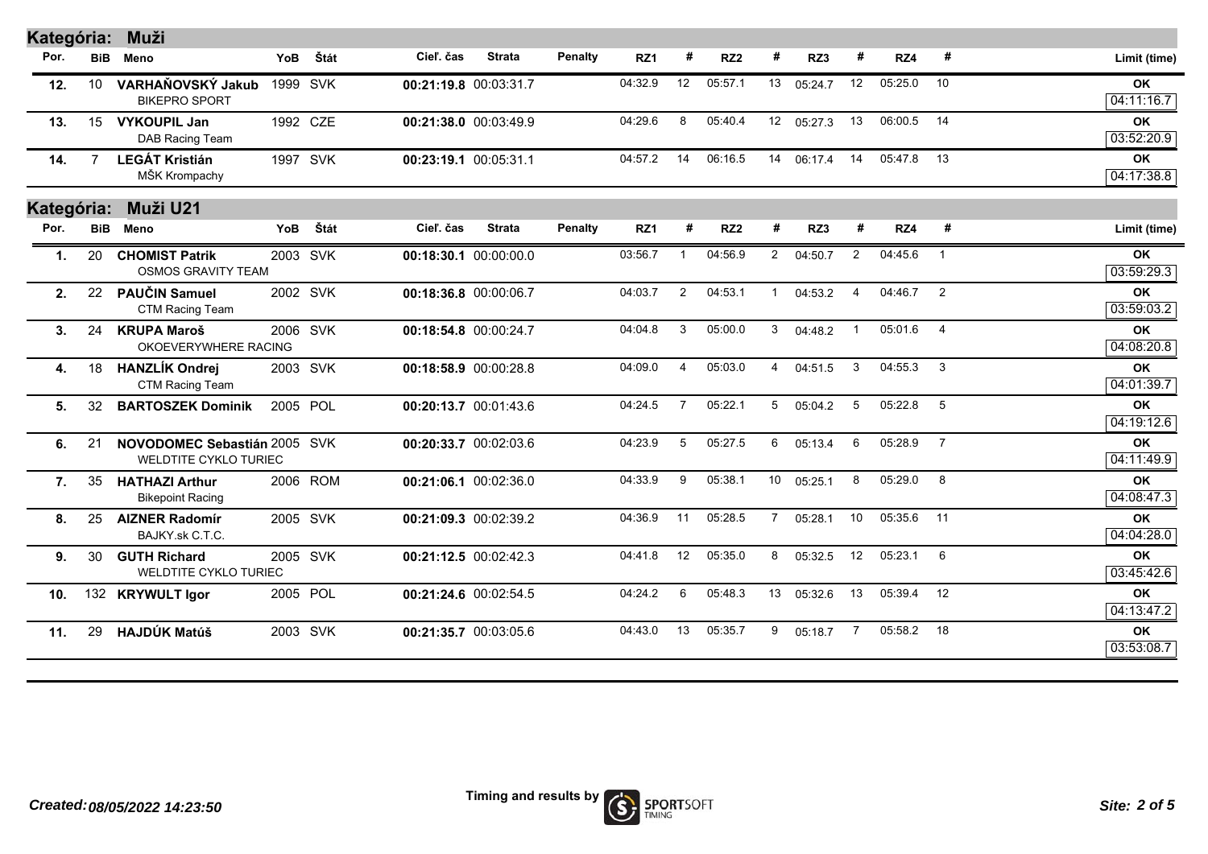## Kategória: Muži

| Por. | BiB | Meno | YoB | Štát | Cieľ. čas | Strata | Penalty | RZ1 | # | RZ2 | # | RZ3 | # | RZ4 | # | Limit (time) |
|---|---|---|---|---|---|---|---|---|---|---|---|---|---|---|---|---|
| 12. | 10 | **VARHAŇOVSKÝ Jakub**<br>BIKEPRO SPORT | 1999 | SVK | **00:21:19.8** | 00:03:31.7 | | 04:32.9 | 12 | 05:57.1 | 13 | 05:24.7 | 12 | 05:25.0 | 10 | **OK**<br>04:11:16.7 |
| 13. | 15 | **VYKOUPIL Jan**<br>DAB Racing Team | 1992 | CZE | **00:21:38.0** | 00:03:49.9 | | 04:29.6 | 8 | 05:40.4 | 12 | 05:27.3 | 13 | 06:00.5 | 14 | **OK**<br>03:52:20.9 |
| 14. | 7 | **LEGÁT Kristián**<br>MŠK Krompachy | 1997 | SVK | **00:23:19.1** | 00:05:31.1 | | 04:57.2 | 14 | 06:16.5 | 14 | 06:17.4 | 14 | 05:47.8 | 13 | **OK**<br>04:17:38.8 |

## Kategória: Muži U21

| Por. | BiB | Meno | YoB | Štát | Cieľ. čas | Strata | Penalty | RZ1 | # | RZ2 | # | RZ3 | # | RZ4 | # | Limit (time) |
|---|---|---|---|---|---|---|---|---|---|---|---|---|---|---|---|---|
| 1. | 20 | **CHOMIST Patrik**<br>OSMOS GRAVITY TEAM | 2003 | SVK | **00:18:30.1** | 00:00:00.0 | | 03:56.7 | 1 | 04:56.9 | 2 | 04:50.7 | 2 | 04:45.6 | 1 | **OK**<br>03:59:29.3 |
| 2. | 22 | **PAUČIN Samuel**<br>CTM Racing Team | 2002 | SVK | **00:18:36.8** | 00:00:06.7 | | 04:03.7 | 2 | 04:53.1 | 1 | 04:53.2 | 4 | 04:46.7 | 2 | **OK**<br>03:59:03.2 |
| 3. | 24 | **KRUPA Maroš**<br>OKOEVERYWHERE RACING | 2006 | SVK | **00:18:54.8** | 00:00:24.7 | | 04:04.8 | 3 | 05:00.0 | 3 | 04:48.2 | 1 | 05:01.6 | 4 | **OK**<br>04:08:20.8 |
| 4. | 18 | **HANZLÍK Ondrej**<br>CTM Racing Team | 2003 | SVK | **00:18:58.9** | 00:00:28.8 | | 04:09.0 | 4 | 05:03.0 | 4 | 04:51.5 | 3 | 04:55.3 | 3 | **OK**<br>04:01:39.7 |
| 5. | 32 | **BARTOSZEK Dominik** | 2005 | POL | **00:20:13.7** | 00:01:43.6 | | 04:24.5 | 7 | 05:22.1 | 5 | 05:04.2 | 5 | 05:22.8 | 5 | **OK**<br>04:19:12.6 |
| 6. | 21 | **NOVODOMEC Sebastián**<br>WELDTITE CYKLO TURIEC | 2005 | SVK | **00:20:33.7** | 00:02:03.6 | | 04:23.9 | 5 | 05:27.5 | 6 | 05:13.4 | 6 | 05:28.9 | 7 | **OK**<br>04:11:49.9 |
| 7. | 35 | **HATHAZI Arthur**<br>Bikepoint Racing | 2006 | ROM | **00:21:06.1** | 00:02:36.0 | | 04:33.9 | 9 | 05:38.1 | 10 | 05:25.1 | 8 | 05:29.0 | 8 | **OK**<br>04:08:47.3 |
| 8. | 25 | **AIZNER Radomír**<br>BAJKY.sk C.T.C. | 2005 | SVK | **00:21:09.3** | 00:02:39.2 | | 04:36.9 | 11 | 05:28.5 | 7 | 05:28.1 | 10 | 05:35.6 | 11 | **OK**<br>04:04:28.0 |
| 9. | 30 | **GUTH Richard**<br>WELDTITE CYKLO TURIEC | 2005 | SVK | **00:21:12.5** | 00:02:42.3 | | 04:41.8 | 12 | 05:35.0 | 8 | 05:32.5 | 12 | 05:23.1 | 6 | **OK**<br>03:45:42.6 |
| 10. | 132 | **KRYWULT Igor** | 2005 | POL | **00:21:24.6** | 00:02:54.5 | | 04:24.2 | 6 | 05:48.3 | 13 | 05:32.6 | 13 | 05:39.4 | 12 | **OK**<br>04:13:47.2 |
| 11. | 29 | **HAJDÚK Matúš** | 2003 | SVK | **00:21:35.7** | 00:03:05.6 | | 04:43.0 | 13 | 05:35.7 | 9 | 05:18.7 | 7 | 05:58.2 | 18 | **OK**<br>03:53:08.7 |

*Created: 08/05/2022 14:23:50*

Timing and results by SPORTSOFT TIMING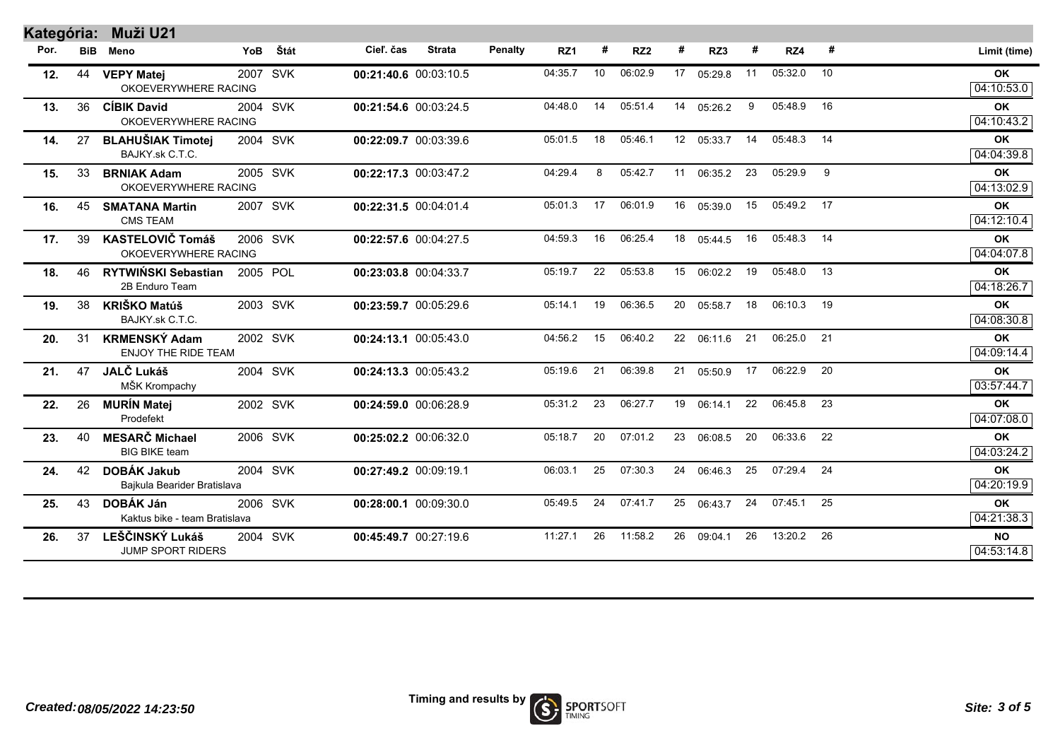**Kategória: Muži U21**

| Por. | BiB | Meno | YoB | Štát | Cieľ. čas | Strata | Penalty | RZ1 | # | RZ2 | # | RZ3 | # | RZ4 | # | Limit (time) |
|---|---|---|---|---|---|---|---|---|---|---|---|---|---|---|---|---|
| 12. | 44 | **VEPY Matej**<br>OKOEVERYWHERE RACING | 2007 | SVK | **00:21:40.6** | 00:03:10.5 | | 04:35.7 | 10 | 06:02.9 | 17 | 05:29.8 | 11 | 05:32.0 | 10 | **OK**<br>04:10:53.0 |
| 13. | 36 | **CÍBIK David**<br>OKOEVERYWHERE RACING | 2004 | SVK | **00:21:54.6** | 00:03:24.5 | | 04:48.0 | 14 | 05:51.4 | 14 | 05:26.2 | 9 | 05:48.9 | 16 | **OK**<br>04:10:43.2 |
| 14. | 27 | **BLAHUŠIAK Timotej**<br>BAJKY.sk C.T.C. | 2004 | SVK | **00:22:09.7** | 00:03:39.6 | | 05:01.5 | 18 | 05:46.1 | 12 | 05:33.7 | 14 | 05:48.3 | 14 | **OK**<br>04:04:39.8 |
| 15. | 33 | **BRNIAK Adam**<br>OKOEVERYWHERE RACING | 2005 | SVK | **00:22:17.3** | 00:03:47.2 | | 04:29.4 | 8 | 05:42.7 | 11 | 06:35.2 | 23 | 05:29.9 | 9 | **OK**<br>04:13:02.9 |
| 16. | 45 | **SMATANA Martin**<br>CMS TEAM | 2007 | SVK | **00:22:31.5** | 00:04:01.4 | | 05:01.3 | 17 | 06:01.9 | 16 | 05:39.0 | 15 | 05:49.2 | 17 | **OK**<br>04:12:10.4 |
| 17. | 39 | **KASTELOVIČ Tomáš**<br>OKOEVERYWHERE RACING | 2006 | SVK | **00:22:57.6** | 00:04:27.5 | | 04:59.3 | 16 | 06:25.4 | 18 | 05:44.5 | 16 | 05:48.3 | 14 | **OK**<br>04:04:07.8 |
| 18. | 46 | **RYTWIŃSKI Sebastian**<br>2B Enduro Team | 2005 | POL | **00:23:03.8** | 00:04:33.7 | | 05:19.7 | 22 | 05:53.8 | 15 | 06:02.2 | 19 | 05:48.0 | 13 | **OK**<br>04:18:26.7 |
| 19. | 38 | **KRIŠKO Matúš**<br>BAJKY.sk C.T.C. | 2003 | SVK | **00:23:59.7** | 00:05:29.6 | | 05:14.1 | 19 | 06:36.5 | 20 | 05:58.7 | 18 | 06:10.3 | 19 | **OK**<br>04:08:30.8 |
| 20. | 31 | **KRMENSKÝ Adam**<br>ENJOY THE RIDE TEAM | 2002 | SVK | **00:24:13.1** | 00:05:43.0 | | 04:56.2 | 15 | 06:40.2 | 22 | 06:11.6 | 21 | 06:25.0 | 21 | **OK**<br>04:09:14.4 |
| 21. | 47 | **JALČ Lukáš**<br>MŠK Krompachy | 2004 | SVK | **00:24:13.3** | 00:05:43.2 | | 05:19.6 | 21 | 06:39.8 | 21 | 05:50.9 | 17 | 06:22.9 | 20 | **OK**<br>03:57:44.7 |
| 22. | 26 | **MURÍN Matej**<br>Prodefekt | 2002 | SVK | **00:24:59.0** | 00:06:28.9 | | 05:31.2 | 23 | 06:27.7 | 19 | 06:14.1 | 22 | 06:45.8 | 23 | **OK**<br>04:07:08.0 |
| 23. | 40 | **MESARČ Michael**<br>BIG BIKE team | 2006 | SVK | **00:25:02.2** | 00:06:32.0 | | 05:18.7 | 20 | 07:01.2 | 23 | 06:08.5 | 20 | 06:33.6 | 22 | **OK**<br>04:03:24.2 |
| 24. | 42 | **DOBÁK Jakub**<br>Bajkula Bearider Bratislava | 2004 | SVK | **00:27:49.2** | 00:09:19.1 | | 06:03.1 | 25 | 07:30.3 | 24 | 06:46.3 | 25 | 07:29.4 | 24 | **OK**<br>04:20:19.9 |
| 25. | 43 | **DOBÁK Ján**<br>Kaktus bike - team Bratislava | 2006 | SVK | **00:28:00.1** | 00:09:30.0 | | 05:49.5 | 24 | 07:41.7 | 25 | 06:43.7 | 24 | 07:45.1 | 25 | **OK**<br>04:21:38.3 |
| 26. | 37 | **LEŠČINSKÝ Lukáš**<br>JUMP SPORT RIDERS | 2004 | SVK | **00:45:49.7** | 00:27:19.6 | | 11:27.1 | 26 | 11:58.2 | 26 | 09:04.1 | 26 | 13:20.2 | 26 | **NO**<br>04:53:14.8 |

*Created: 08/05/2022 14:23:50*

**Timing and results by** SPORTSOFT TIMING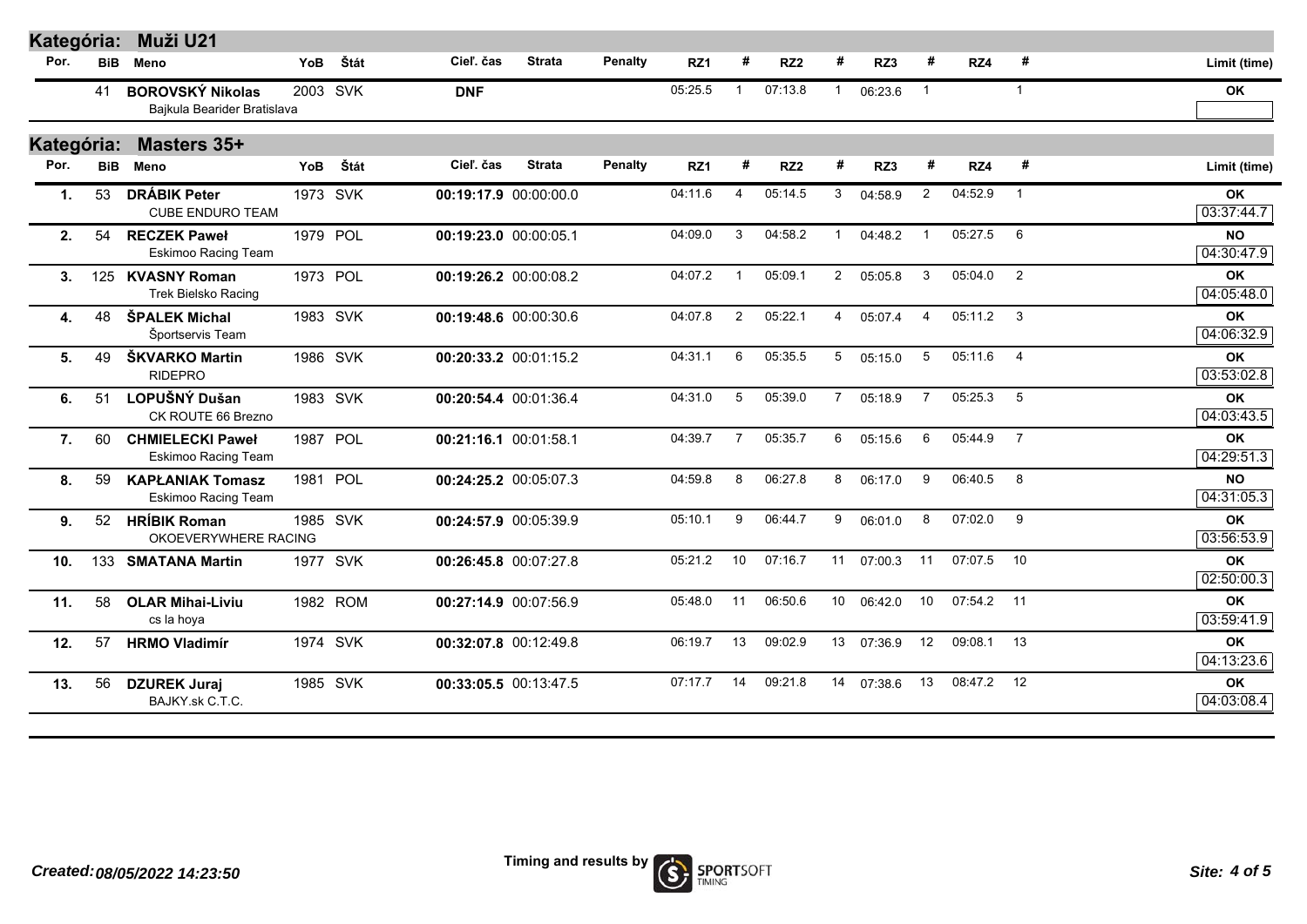## Kategória: Muži U21

| Por. | BiB | Meno | YoB | Štát | Cieľ. čas | Strata | Penalty | RZ1 | # | RZ2 | # | RZ3 | # | RZ4 | # | Limit (time) |
|---|---|---|---|---|---|---|---|---|---|---|---|---|---|---|---|---|
| | 41 | **BOROVSKÝ Nikolas** Bajkula Bearider Bratislava | 2003 | SVK | **DNF** | | | 05:25.5 | 1 | 07:13.8 | 1 | 06:23.6 | 1 | | 1 | **OK** |

## Kategória: Masters 35+

| Por. | BiB | Meno | YoB | Štát | Cieľ. čas | Strata | Penalty | RZ1 | # | RZ2 | # | RZ3 | # | RZ4 | # | Limit (time) |
|---|---|---|---|---|---|---|---|---|---|---|---|---|---|---|---|---|
| **1.** | 53 | **DRÁBIK Peter** CUBE ENDURO TEAM | 1973 | SVK | **00:19:17.9** | 00:00:00.0 | | 04:11.6 | 4 | 05:14.5 | 3 | 04:58.9 | 2 | 04:52.9 | 1 | **OK** 03:37:44.7 |
| **2.** | 54 | **RECZEK Paweł** Eskimoo Racing Team | 1979 | POL | **00:19:23.0** | 00:00:05.1 | | 04:09.0 | 3 | 04:58.2 | 1 | 04:48.2 | 1 | 05:27.5 | 6 | **NO** 04:30:47.9 |
| **3.** | 125 | **KVASNY Roman** Trek Bielsko Racing | 1973 | POL | **00:19:26.2** | 00:00:08.2 | | 04:07.2 | 1 | 05:09.1 | 2 | 05:05.8 | 3 | 05:04.0 | 2 | **OK** 04:05:48.0 |
| **4.** | 48 | **ŠPALEK Michal** Športservis Team | 1983 | SVK | **00:19:48.6** | 00:00:30.6 | | 04:07.8 | 2 | 05:22.1 | 4 | 05:07.4 | 4 | 05:11.2 | 3 | **OK** 04:06:32.9 |
| **5.** | 49 | **ŠKVARKO Martin** RIDEPRO | 1986 | SVK | **00:20:33.2** | 00:01:15.2 | | 04:31.1 | 6 | 05:35.5 | 5 | 05:15.0 | 5 | 05:11.6 | 4 | **OK** 03:53:02.8 |
| **6.** | 51 | **LOPUŠNÝ Dušan** CK ROUTE 66 Brezno | 1983 | SVK | **00:20:54.4** | 00:01:36.4 | | 04:31.0 | 5 | 05:39.0 | 7 | 05:18.9 | 7 | 05:25.3 | 5 | **OK** 04:03:43.5 |
| **7.** | 60 | **CHMIELECKI Paweł** Eskimoo Racing Team | 1987 | POL | **00:21:16.1** | 00:01:58.1 | | 04:39.7 | 7 | 05:35.7 | 6 | 05:15.6 | 6 | 05:44.9 | 7 | **OK** 04:29:51.3 |
| **8.** | 59 | **KAPŁANIAK Tomasz** Eskimoo Racing Team | 1981 | POL | **00:24:25.2** | 00:05:07.3 | | 04:59.8 | 8 | 06:27.8 | 8 | 06:17.0 | 9 | 06:40.5 | 8 | **NO** 04:31:05.3 |
| **9.** | 52 | **HRÍBIK Roman** OKOEVERYWHERE RACING | 1985 | SVK | **00:24:57.9** | 00:05:39.9 | | 05:10.1 | 9 | 06:44.7 | 9 | 06:01.0 | 8 | 07:02.0 | 9 | **OK** 03:56:53.9 |
| **10.** | 133 | **SMATANA Martin** | 1977 | SVK | **00:26:45.8** | 00:07:27.8 | | 05:21.2 | 10 | 07:16.7 | 11 | 07:00.3 | 11 | 07:07.5 | 10 | **OK** 02:50:00.3 |
| **11.** | 58 | **OLAR Mihai-Liviu** cs la hoya | 1982 | ROM | **00:27:14.9** | 00:07:56.9 | | 05:48.0 | 11 | 06:50.6 | 10 | 06:42.0 | 10 | 07:54.2 | 11 | **OK** 03:59:41.9 |
| **12.** | 57 | **HRMO Vladimír** | 1974 | SVK | **00:32:07.8** | 00:12:49.8 | | 06:19.7 | 13 | 09:02.9 | 13 | 07:36.9 | 12 | 09:08.1 | 13 | **OK** 04:13:23.6 |
| **13.** | 56 | **DZUREK Juraj** BAJKY.sk C.T.C. | 1985 | SVK | **00:33:05.5** | 00:13:47.5 | | 07:17.7 | 14 | 09:21.8 | 14 | 07:38.6 | 13 | 08:47.2 | 12 | **OK** 04:03:08.4 |

*Created: 08/05/2022 14:23:50*

Timing and results by SPORTSOFT TIMING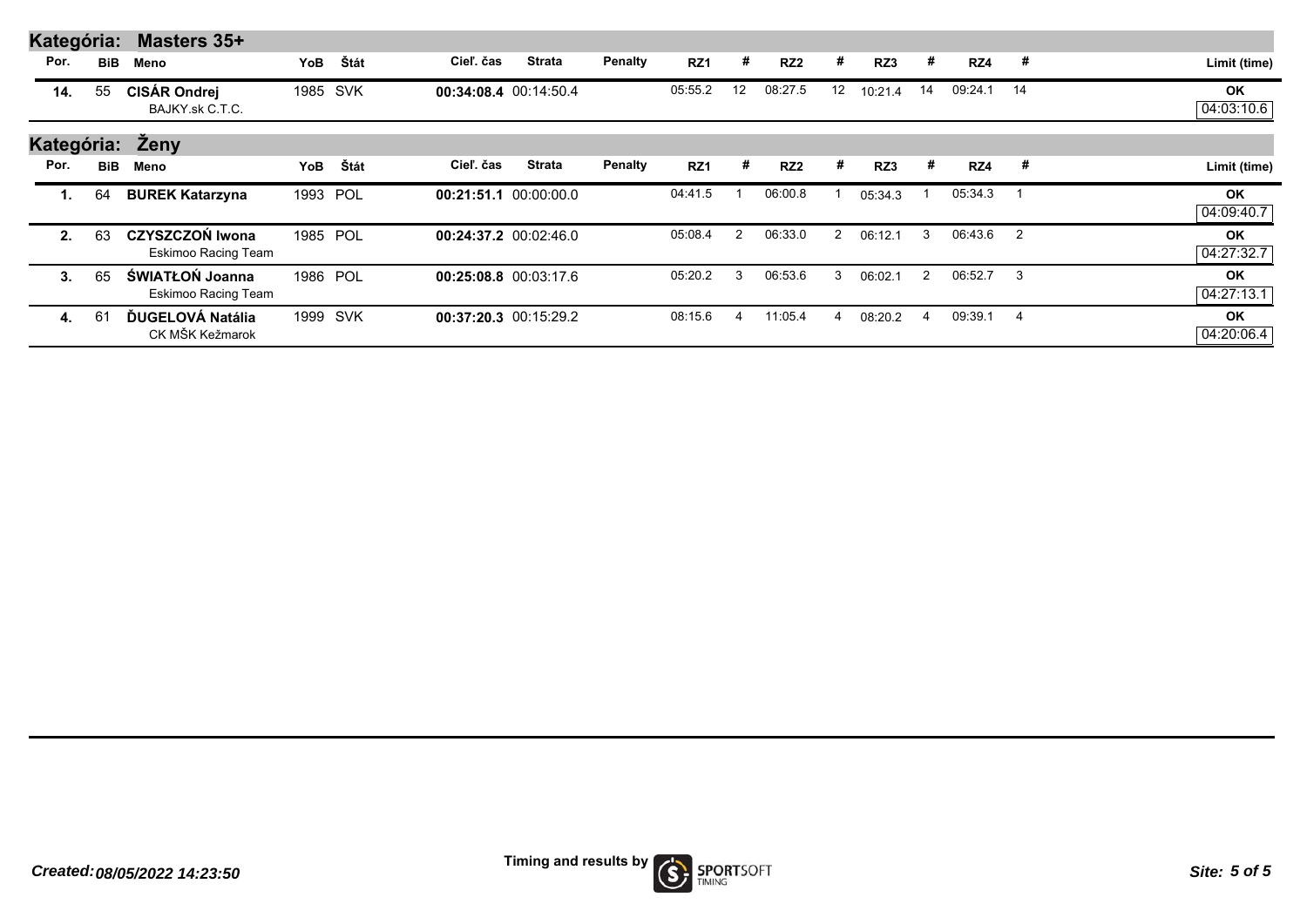## Kategória: Masters 35+

| Por. | BiB | Meno | YoB | Štát | Cieľ. čas | Strata | Penalty | RZ1 | # | RZ2 | # | RZ3 | # | RZ4 | # | Limit (time) |
|---|---|---|---|---|---|---|---|---|---|---|---|---|---|---|---|---|
| **14.** | 55 | **CISÁR Ondrej** BAJKY.sk C.T.C. | 1985 | SVK | **00:34:08.4** | 00:14:50.4 | | 05:55.2 | 12 | 08:27.5 | 12 | 10:21.4 | 14 | 09:24.1 | 14 | **OK** 04:03:10.6 |

## Kategória: Ženy

| Por. | BiB | Meno | YoB | Štát | Cieľ. čas | Strata | Penalty | RZ1 | # | RZ2 | # | RZ3 | # | RZ4 | # | Limit (time) |
|---|---|---|---|---|---|---|---|---|---|---|---|---|---|---|---|---|
| **1.** | 64 | **BUREK Katarzyna** | 1993 | POL | **00:21:51.1** | 00:00:00.0 | | 04:41.5 | 1 | 06:00.8 | 1 | 05:34.3 | 1 | 05:34.3 | 1 | **OK** 04:09:40.7 |
| **2.** | 63 | **CZYSZCZOŃ Iwona** Eskimoo Racing Team | 1985 | POL | **00:24:37.2** | 00:02:46.0 | | 05:08.4 | 2 | 06:33.0 | 2 | 06:12.1 | 3 | 06:43.6 | 2 | **OK** 04:27:32.7 |
| **3.** | 65 | **ŚWIATŁOŃ Joanna** Eskimoo Racing Team | 1986 | POL | **00:25:08.8** | 00:03:17.6 | | 05:20.2 | 3 | 06:53.6 | 3 | 06:02.1 | 2 | 06:52.7 | 3 | **OK** 04:27:13.1 |
| **4.** | 61 | **ĎUGELOVÁ Natália** CK MŠK Kežmarok | 1999 | SVK | **00:37:20.3** | 00:15:29.2 | | 08:15.6 | 4 | 11:05.4 | 4 | 08:20.2 | 4 | 09:39.1 | 4 | **OK** 04:20:06.4 |

*Created: 08/05/2022 14:23:50*

**Timing and results by** SPORTSOFT TIMING